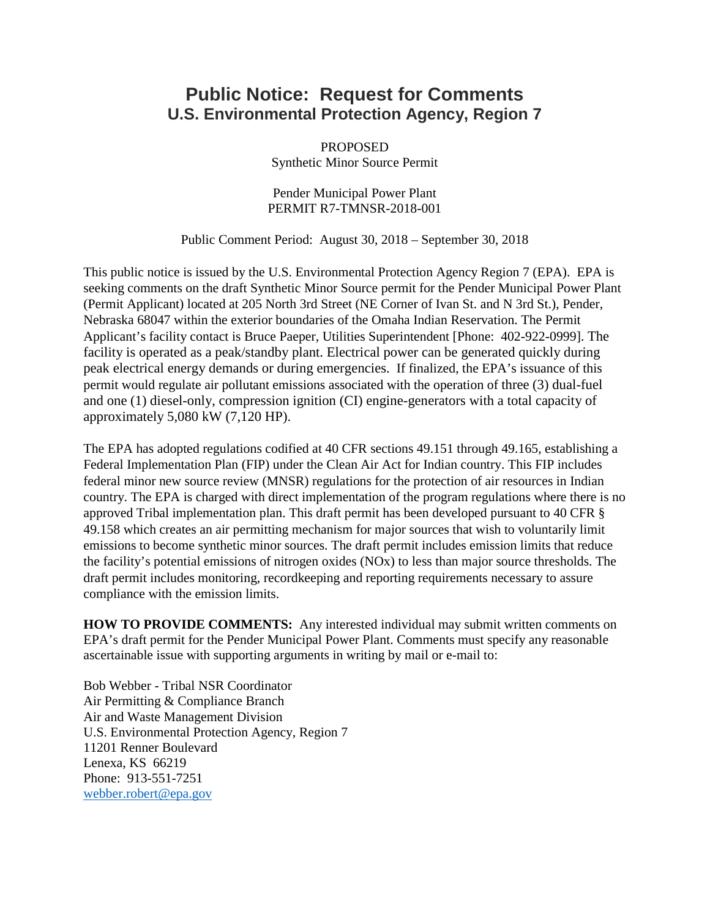# Public Notice: Request for Comments
## U.S. Environmental Protection Agency, Region 7

PROPOSED
Synthetic Minor Source Permit

Pender Municipal Power Plant
PERMIT R7-TMNSR-2018-001

Public Comment Period: August 30, 2018 – September 30, 2018

This public notice is issued by the U.S. Environmental Protection Agency Region 7 (EPA). EPA is seeking comments on the draft Synthetic Minor Source permit for the Pender Municipal Power Plant (Permit Applicant) located at 205 North 3rd Street (NE Corner of Ivan St. and N 3rd St.), Pender, Nebraska 68047 within the exterior boundaries of the Omaha Indian Reservation. The Permit Applicant's facility contact is Bruce Paeper, Utilities Superintendent [Phone: 402-922-0999]. The facility is operated as a peak/standby plant. Electrical power can be generated quickly during peak electrical energy demands or during emergencies. If finalized, the EPA's issuance of this permit would regulate air pollutant emissions associated with the operation of three (3) dual-fuel and one (1) diesel-only, compression ignition (CI) engine-generators with a total capacity of approximately 5,080 kW (7,120 HP).

The EPA has adopted regulations codified at 40 CFR sections 49.151 through 49.165, establishing a Federal Implementation Plan (FIP) under the Clean Air Act for Indian country. This FIP includes federal minor new source review (MNSR) regulations for the protection of air resources in Indian country. The EPA is charged with direct implementation of the program regulations where there is no approved Tribal implementation plan. This draft permit has been developed pursuant to 40 CFR § 49.158 which creates an air permitting mechanism for major sources that wish to voluntarily limit emissions to become synthetic minor sources. The draft permit includes emission limits that reduce the facility's potential emissions of nitrogen oxides (NOx) to less than major source thresholds. The draft permit includes monitoring, recordkeeping and reporting requirements necessary to assure compliance with the emission limits.

**HOW TO PROVIDE COMMENTS:** Any interested individual may submit written comments on EPA's draft permit for the Pender Municipal Power Plant. Comments must specify any reasonable ascertainable issue with supporting arguments in writing by mail or e-mail to:

Bob Webber - Tribal NSR Coordinator
Air Permitting & Compliance Branch
Air and Waste Management Division
U.S. Environmental Protection Agency, Region 7
11201 Renner Boulevard
Lenexa, KS 66219
Phone: 913-551-7251
webber.robert@epa.gov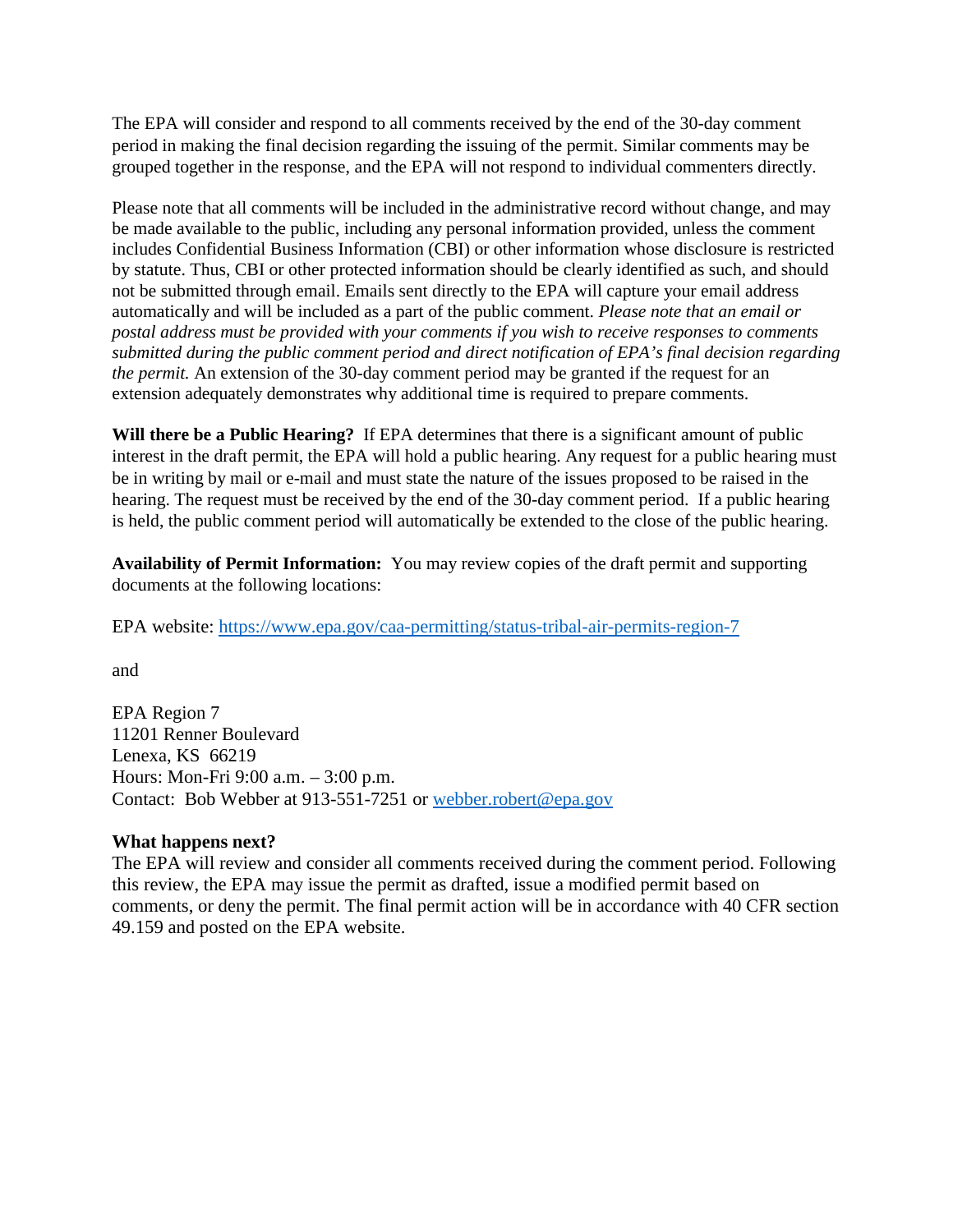The EPA will consider and respond to all comments received by the end of the 30-day comment period in making the final decision regarding the issuing of the permit. Similar comments may be grouped together in the response, and the EPA will not respond to individual commenters directly.

Please note that all comments will be included in the administrative record without change, and may be made available to the public, including any personal information provided, unless the comment includes Confidential Business Information (CBI) or other information whose disclosure is restricted by statute. Thus, CBI or other protected information should be clearly identified as such, and should not be submitted through email. Emails sent directly to the EPA will capture your email address automatically and will be included as a part of the public comment. *Please note that an email or postal address must be provided with your comments if you wish to receive responses to comments submitted during the public comment period and direct notification of EPA's final decision regarding the permit.* An extension of the 30-day comment period may be granted if the request for an extension adequately demonstrates why additional time is required to prepare comments.

**Will there be a Public Hearing?** If EPA determines that there is a significant amount of public interest in the draft permit, the EPA will hold a public hearing. Any request for a public hearing must be in writing by mail or e-mail and must state the nature of the issues proposed to be raised in the hearing. The request must be received by the end of the 30-day comment period. If a public hearing is held, the public comment period will automatically be extended to the close of the public hearing.

**Availability of Permit Information:** You may review copies of the draft permit and supporting documents at the following locations:

EPA website: https://www.epa.gov/caa-permitting/status-tribal-air-permits-region-7

and

EPA Region 7
11201 Renner Boulevard
Lenexa, KS 66219
Hours: Mon-Fri 9:00 a.m. – 3:00 p.m.
Contact: Bob Webber at 913-551-7251 or webber.robert@epa.gov

**What happens next?**

The EPA will review and consider all comments received during the comment period. Following this review, the EPA may issue the permit as drafted, issue a modified permit based on comments, or deny the permit. The final permit action will be in accordance with 40 CFR section 49.159 and posted on the EPA website.